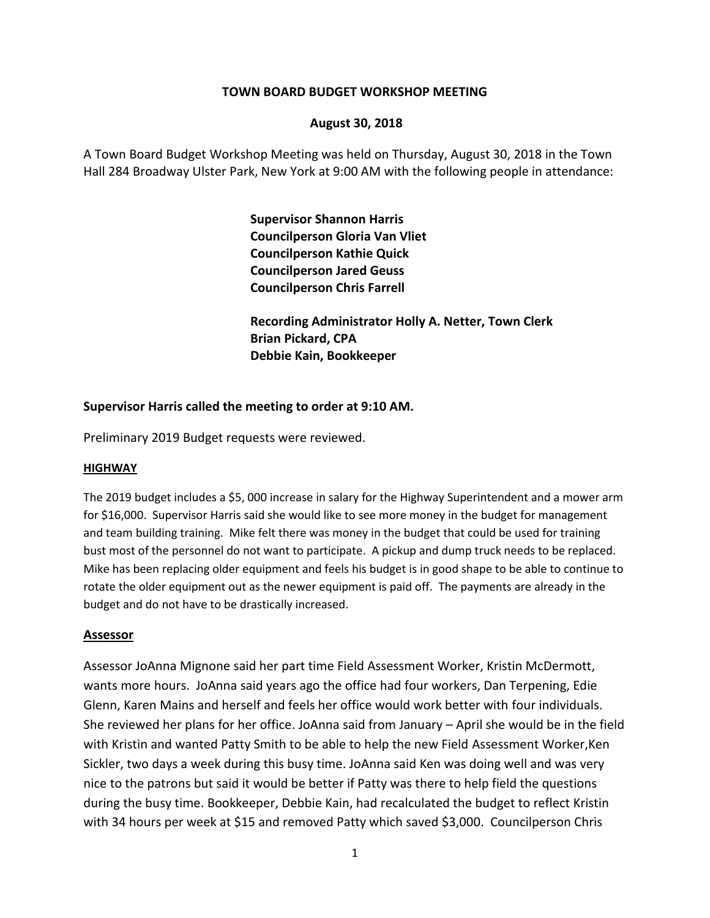**TOWN BOARD BUDGET WORKSHOP MEETING**

**August 30, 2018**

A Town Board Budget Workshop Meeting was held on Thursday, August 30, 2018 in the Town Hall 284 Broadway Ulster Park, New York at 9:00 AM with the following people in attendance:

**Supervisor Shannon Harris**
**Councilperson Gloria Van Vliet**
**Councilperson Kathie Quick**
**Councilperson Jared Geuss**
**Councilperson Chris Farrell**

**Recording Administrator Holly A. Netter, Town Clerk**
**Brian Pickard, CPA**
**Debbie Kain, Bookkeeper**

**Supervisor Harris called the meeting to order at 9:10 AM.**

Preliminary 2019 Budget requests were reviewed.

**HIGHWAY**

The 2019 budget includes a $5, 000 increase in salary for the Highway Superintendent and a mower arm for $16,000. Supervisor Harris said she would like to see more money in the budget for management and team building training. Mike felt there was money in the budget that could be used for training bust most of the personnel do not want to participate. A pickup and dump truck needs to be replaced. Mike has been replacing older equipment and feels his budget is in good shape to be able to continue to rotate the older equipment out as the newer equipment is paid off. The payments are already in the budget and do not have to be drastically increased.

**Assessor**

Assessor JoAnna Mignone said her part time Field Assessment Worker, Kristin McDermott, wants more hours. JoAnna said years ago the office had four workers, Dan Terpening, Edie Glenn, Karen Mains and herself and feels her office would work better with four individuals. She reviewed her plans for her office. JoAnna said from January – April she would be in the field with Kristin and wanted Patty Smith to be able to help the new Field Assessment Worker,Ken Sickler, two days a week during this busy time. JoAnna said Ken was doing well and was very nice to the patrons but said it would be better if Patty was there to help field the questions during the busy time. Bookkeeper, Debbie Kain, had recalculated the budget to reflect Kristin with 34 hours per week at $15 and removed Patty which saved $3,000. Councilperson Chris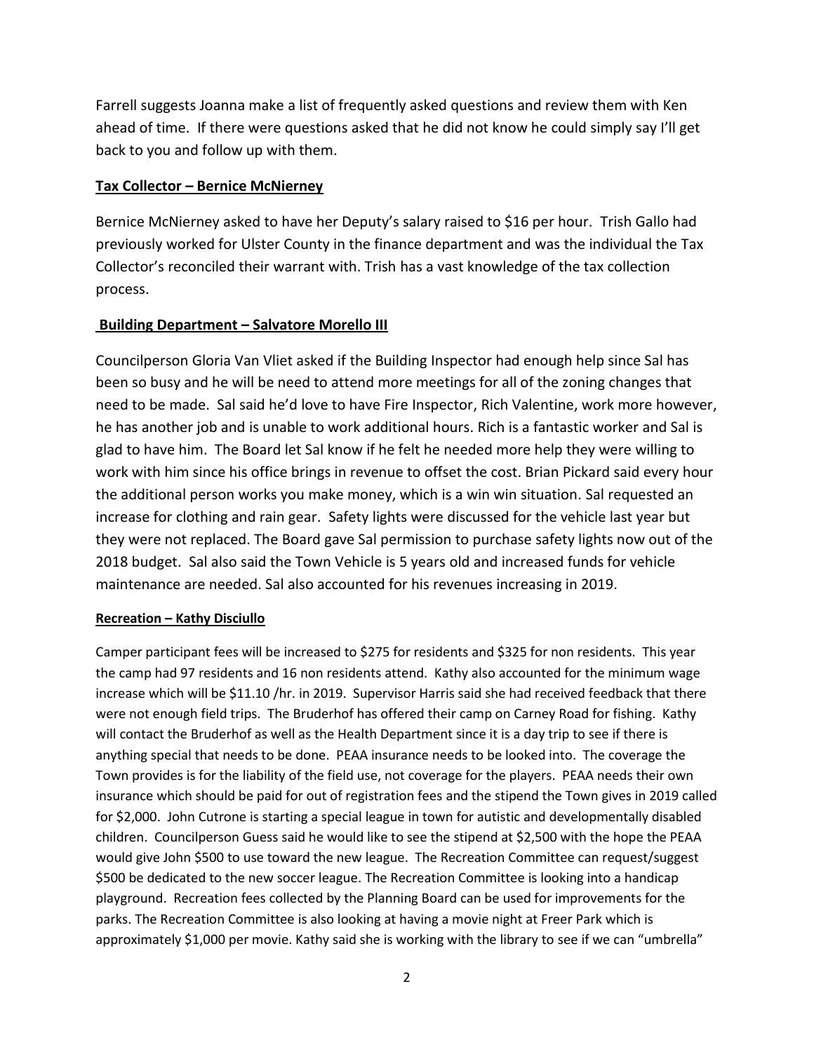Farrell suggests Joanna make a list of frequently asked questions and review them with Ken ahead of time. If there were questions asked that he did not know he could simply say I'll get back to you and follow up with them.

**Tax Collector – Bernice McNierney**

Bernice McNierney asked to have her Deputy's salary raised to $16 per hour. Trish Gallo had previously worked for Ulster County in the finance department and was the individual the Tax Collector's reconciled their warrant with. Trish has a vast knowledge of the tax collection process.

**Building Department – Salvatore Morello III**

Councilperson Gloria Van Vliet asked if the Building Inspector had enough help since Sal has been so busy and he will be need to attend more meetings for all of the zoning changes that need to be made. Sal said he'd love to have Fire Inspector, Rich Valentine, work more however, he has another job and is unable to work additional hours. Rich is a fantastic worker and Sal is glad to have him. The Board let Sal know if he felt he needed more help they were willing to work with him since his office brings in revenue to offset the cost. Brian Pickard said every hour the additional person works you make money, which is a win win situation. Sal requested an increase for clothing and rain gear. Safety lights were discussed for the vehicle last year but they were not replaced. The Board gave Sal permission to purchase safety lights now out of the 2018 budget. Sal also said the Town Vehicle is 5 years old and increased funds for vehicle maintenance are needed. Sal also accounted for his revenues increasing in 2019.

**Recreation – Kathy Disciullo**

Camper participant fees will be increased to $275 for residents and $325 for non residents. This year the camp had 97 residents and 16 non residents attend. Kathy also accounted for the minimum wage increase which will be $11.10 /hr. in 2019. Supervisor Harris said she had received feedback that there were not enough field trips. The Bruderhof has offered their camp on Carney Road for fishing. Kathy will contact the Bruderhof as well as the Health Department since it is a day trip to see if there is anything special that needs to be done. PEAA insurance needs to be looked into. The coverage the Town provides is for the liability of the field use, not coverage for the players. PEAA needs their own insurance which should be paid for out of registration fees and the stipend the Town gives in 2019 called for $2,000. John Cutrone is starting a special league in town for autistic and developmentally disabled children. Councilperson Guess said he would like to see the stipend at $2,500 with the hope the PEAA would give John $500 to use toward the new league. The Recreation Committee can request/suggest $500 be dedicated to the new soccer league. The Recreation Committee is looking into a handicap playground. Recreation fees collected by the Planning Board can be used for improvements for the parks. The Recreation Committee is also looking at having a movie night at Freer Park which is approximately $1,000 per movie. Kathy said she is working with the library to see if we can "umbrella"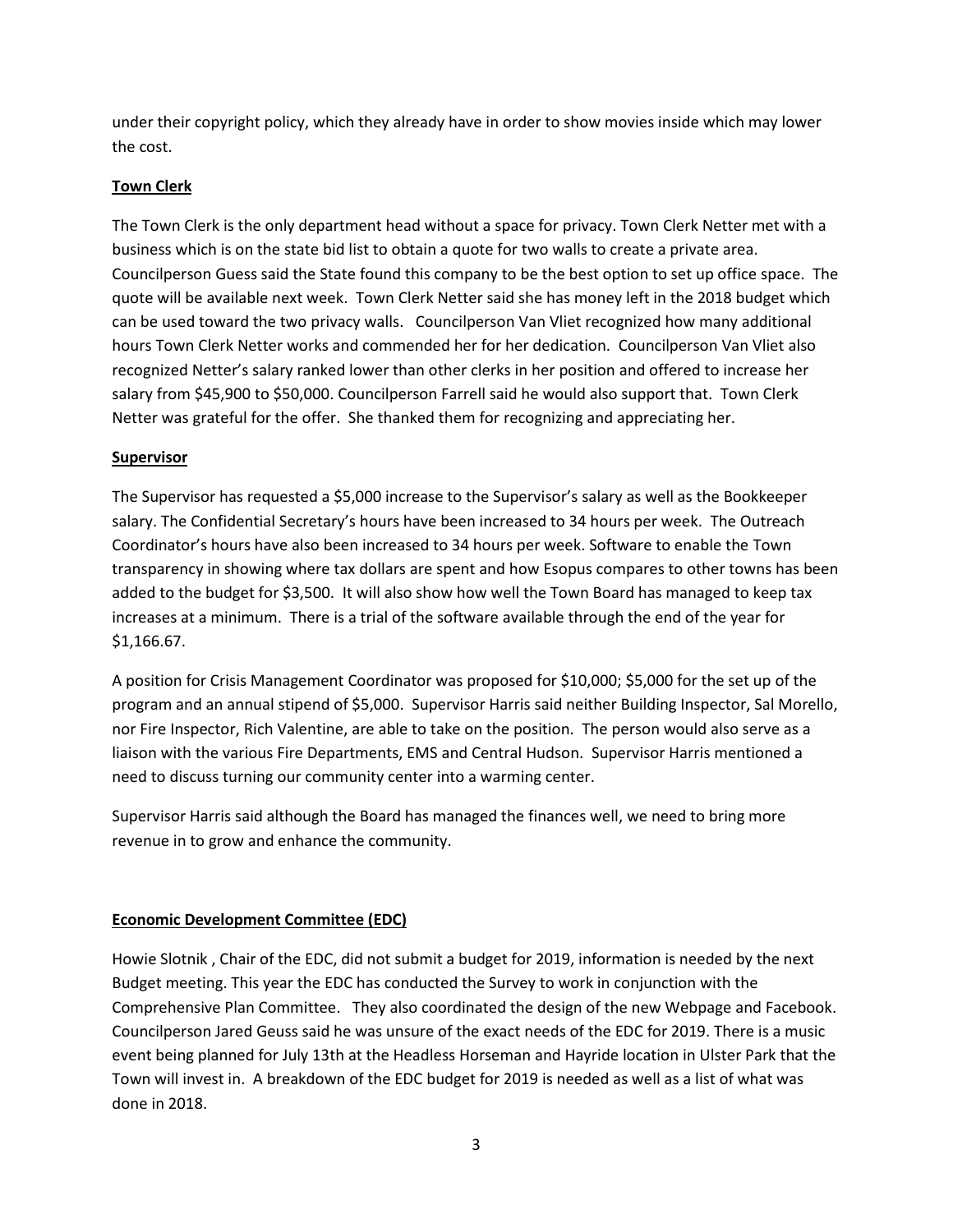under their copyright policy, which they already have in order to show movies inside which may lower the cost.

**Town Clerk**

The Town Clerk is the only department head without a space for privacy. Town Clerk Netter met with a business which is on the state bid list to obtain a quote for two walls to create a private area. Councilperson Guess said the State found this company to be the best option to set up office space. The quote will be available next week. Town Clerk Netter said she has money left in the 2018 budget which can be used toward the two privacy walls. Councilperson Van Vliet recognized how many additional hours Town Clerk Netter works and commended her for her dedication. Councilperson Van Vliet also recognized Netter's salary ranked lower than other clerks in her position and offered to increase her salary from $45,900 to $50,000. Councilperson Farrell said he would also support that. Town Clerk Netter was grateful for the offer. She thanked them for recognizing and appreciating her.

**Supervisor**

The Supervisor has requested a $5,000 increase to the Supervisor's salary as well as the Bookkeeper salary. The Confidential Secretary's hours have been increased to 34 hours per week. The Outreach Coordinator's hours have also been increased to 34 hours per week. Software to enable the Town transparency in showing where tax dollars are spent and how Esopus compares to other towns has been added to the budget for $3,500. It will also show how well the Town Board has managed to keep tax increases at a minimum. There is a trial of the software available through the end of the year for $1,166.67.

A position for Crisis Management Coordinator was proposed for $10,000; $5,000 for the set up of the program and an annual stipend of $5,000. Supervisor Harris said neither Building Inspector, Sal Morello, nor Fire Inspector, Rich Valentine, are able to take on the position. The person would also serve as a liaison with the various Fire Departments, EMS and Central Hudson. Supervisor Harris mentioned a need to discuss turning our community center into a warming center.

Supervisor Harris said although the Board has managed the finances well, we need to bring more revenue in to grow and enhance the community.

**Economic Development Committee (EDC)**

Howie Slotnik , Chair of the EDC, did not submit a budget for 2019, information is needed by the next Budget meeting. This year the EDC has conducted the Survey to work in conjunction with the Comprehensive Plan Committee. They also coordinated the design of the new Webpage and Facebook. Councilperson Jared Geuss said he was unsure of the exact needs of the EDC for 2019. There is a music event being planned for July 13th at the Headless Horseman and Hayride location in Ulster Park that the Town will invest in. A breakdown of the EDC budget for 2019 is needed as well as a list of what was done in 2018.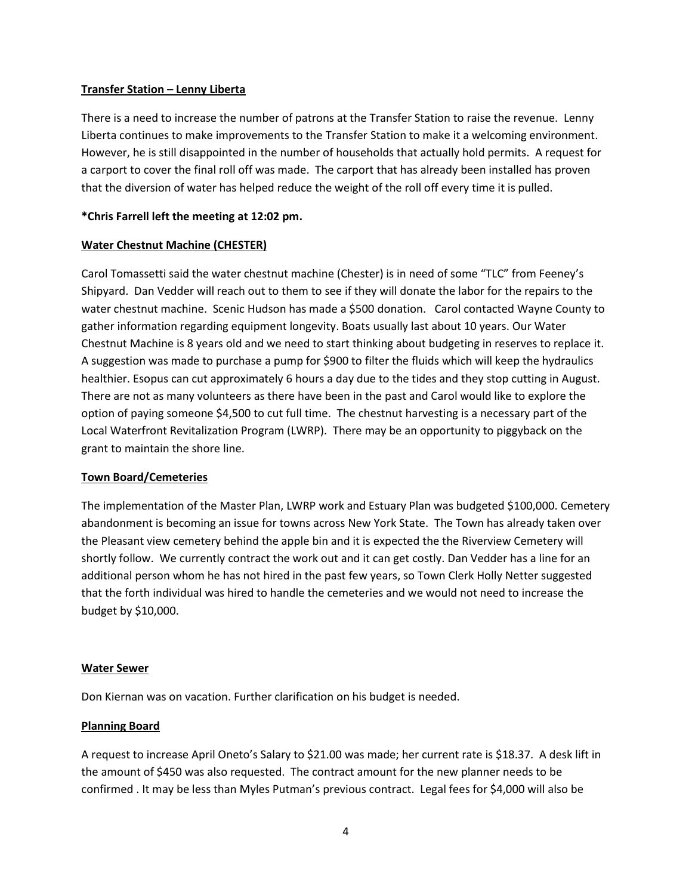**Transcription of Transfer Station – Lenny Liberta**

There is a need to increase the number of patrons at the Transfer Station to raise the revenue. Lenny Liberta continues to make improvements to the Transfer Station to make it a welcoming environment. However, he is still disappointed in the number of households that actually hold permits. A request for a carport to cover the final roll off was made. The carport that has already been installed has proven that the diversion of water has helped reduce the weight of the roll off every time it is pulled.

**\*Chris Farrell left the meeting at 12:02 pm.**

**Water Chestnut Machine (CHESTER)**

Carol Tomassetti said the water chestnut machine (Chester) is in need of some "TLC" from Feeney's Shipyard. Dan Vedder will reach out to them to see if they will donate the labor for the repairs to the water chestnut machine. Scenic Hudson has made a $500 donation. Carol contacted Wayne County to gather information regarding equipment longevity. Boats usually last about 10 years. Our Water Chestnut Machine is 8 years old and we need to start thinking about budgeting in reserves to replace it. A suggestion was made to purchase a pump for $900 to filter the fluids which will keep the hydraulics healthier. Esopus can cut approximately 6 hours a day due to the tides and they stop cutting in August. There are not as many volunteers as there have been in the past and Carol would like to explore the option of paying someone $4,500 to cut full time. The chestnut harvesting is a necessary part of the Local Waterfront Revitalization Program (LWRP). There may be an opportunity to piggyback on the grant to maintain the shore line.

**Town Board/Cemeteries**

The implementation of the Master Plan, LWRP work and Estuary Plan was budgeted $100,000. Cemetery abandonment is becoming an issue for towns across New York State. The Town has already taken over the Pleasant view cemetery behind the apple bin and it is expected the the Riverview Cemetery will shortly follow. We currently contract the work out and it can get costly. Dan Vedder has a line for an additional person whom he has not hired in the past few years, so Town Clerk Holly Netter suggested that the forth individual was hired to handle the cemeteries and we would not need to increase the budget by $10,000.

**Water Sewer**

Don Kiernan was on vacation. Further clarification on his budget is needed.

**Planning Board**

A request to increase April Oneto's Salary to $21.00 was made; her current rate is $18.37. A desk lift in the amount of $450 was also requested. The contract amount for the new planner needs to be confirmed . It may be less than Myles Putman's previous contract. Legal fees for $4,000 will also be

**Transfer Station – Lenny Liberta**

There is a need to increase the number of patrons at the Transfer Station to raise the revenue. Lenny Liberta continues to make improvements to the Transfer Station to make it a welcoming environment. However, he is still disappointed in the number of households that actually hold permits. A request for a carport to cover the final roll off was made. The carport that has already been installed has proven that the diversion of water has helped reduce the weight of the roll off every time it is pulled.

**\*Chris Farrell left the meeting at 12:02 pm.**

**Water Chestnut Machine (CHESTER)**

Carol Tomassetti said the water chestnut machine (Chester) is in need of some "TLC" from Feeney's Shipyard. Dan Vedder will reach out to them to see if they will donate the labor for the repairs to the water chestnut machine. Scenic Hudson has made a $500 donation. Carol contacted Wayne County to gather information regarding equipment longevity. Boats usually last about 10 years. Our Water Chestnut Machine is 8 years old and we need to start thinking about budgeting in reserves to replace it. A suggestion was made to purchase a pump for $900 to filter the fluids which will keep the hydraulics healthier. Esopus can cut approximately 6 hours a day due to the tides and they stop cutting in August. There are not as many volunteers as there have been in the past and Carol would like to explore the option of paying someone $4,500 to cut full time. The chestnut harvesting is a necessary part of the Local Waterfront Revitalization Program (LWRP). There may be an opportunity to piggyback on the grant to maintain the shore line.

**Town Board/Cemeteries**

The implementation of the Master Plan, LWRP work and Estuary Plan was budgeted $100,000. Cemetery abandonment is becoming an issue for towns across New York State. The Town has already taken over the Pleasant view cemetery behind the apple bin and it is expected the the Riverview Cemetery will shortly follow. We currently contract the work out and it can get costly. Dan Vedder has a line for an additional person whom he has not hired in the past few years, so Town Clerk Holly Netter suggested that the forth individual was hired to handle the cemeteries and we would not need to increase the budget by $10,000.

**Water Sewer**

Don Kiernan was on vacation. Further clarification on his budget is needed.

**Planning Board**

A request to increase April Oneto's Salary to $21.00 was made; her current rate is $18.37. A desk lift in the amount of $450 was also requested. The contract amount for the new planner needs to be confirmed . It may be less than Myles Putman's previous contract. Legal fees for $4,000 will also be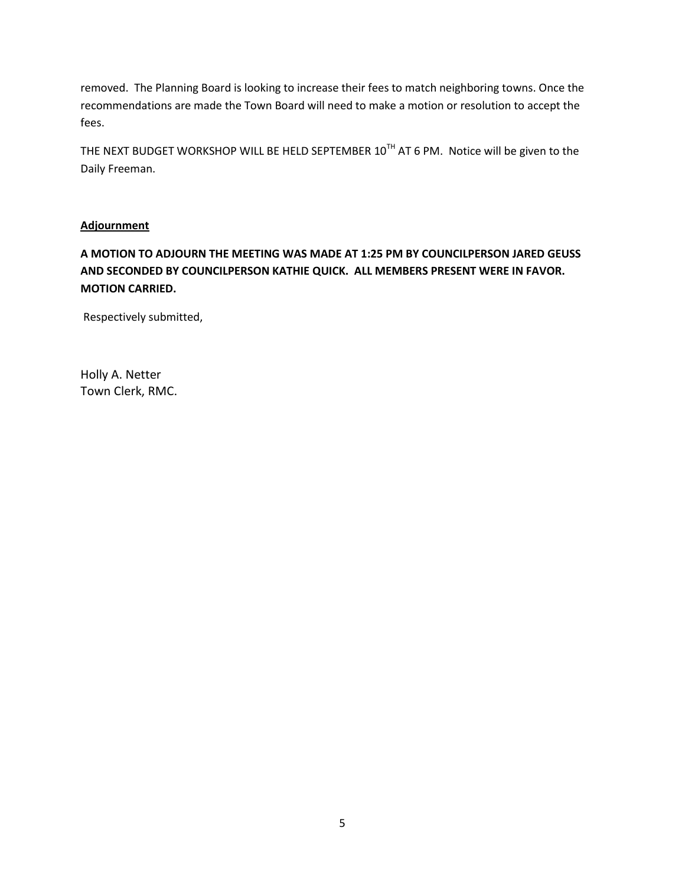removed. The Planning Board is looking to increase their fees to match neighboring towns. Once the recommendations are made the Town Board will need to make a motion or resolution to accept the fees.

THE NEXT BUDGET WORKSHOP WILL BE HELD SEPTEMBER 10TH AT 6 PM. Notice will be given to the Daily Freeman.

**Adjournment**

**A MOTION TO ADJOURN THE MEETING WAS MADE AT 1:25 PM BY COUNCILPERSON JARED GEUSS AND SECONDED BY COUNCILPERSON KATHIE QUICK. ALL MEMBERS PRESENT WERE IN FAVOR. MOTION CARRIED.**

Respectively submitted,

Holly A. Netter
Town Clerk, RMC.